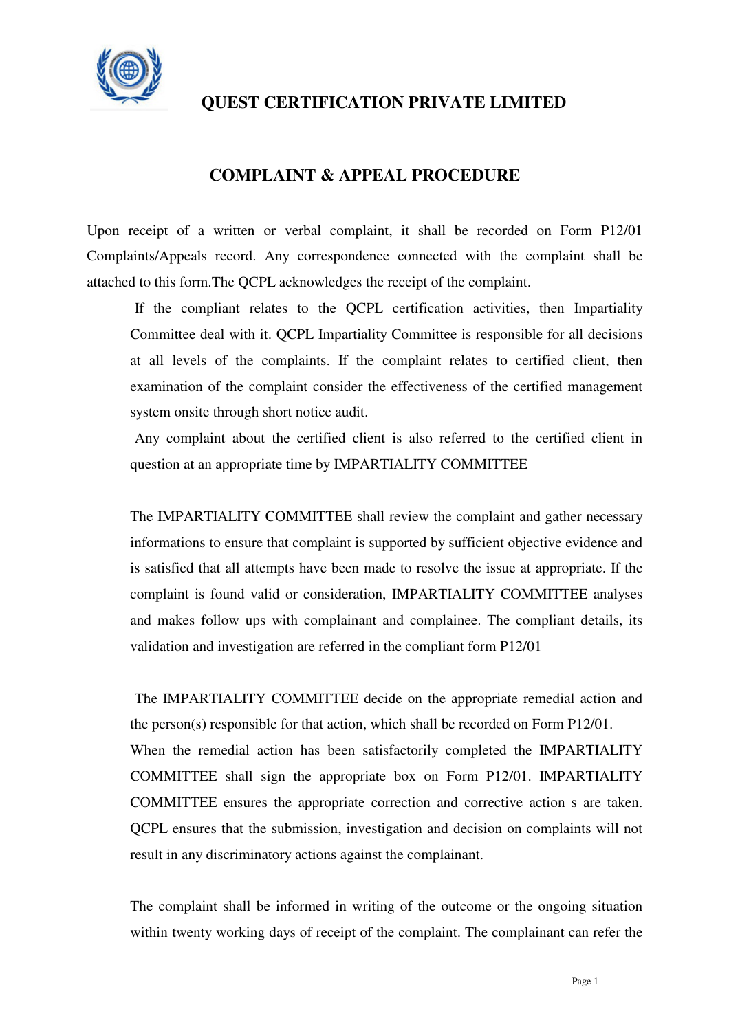# QUEST CERTIFICATION PRIVATE LIMITED

## COMPLAINT & APPEAL PROCEDURE

Upon receipt of a written or verbal complaint, it shall be recorded on Form P12/01 Complaints/Appeals record. Any correspondence connected with the complaint shall be attached to this form.The QCPL acknowledges the receipt of the complaint.

If the compliant relates to the QCPL certification activities, then Impartiality Committee deal with it. QCPL Impartiality Committee is responsible for all decisions at all levels of the complaints. If the complaint relates to certified client, then examination of the complaint consider the effectiveness of the certified management system onsite through short notice audit.

Any complaint about the certified client is also referred to the certified client in question at an appropriate time by IMPARTIALITY COMMITTEE

The IMPARTIALITY COMMITTEE shall review the complaint and gather necessary informations to ensure that complaint is supported by sufficient objective evidence and is satisfied that all attempts have been made to resolve the issue at appropriate. If the complaint is found valid or consideration, IMPARTIALITY COMMITTEE analyses and makes follow ups with complainant and complainee. The compliant details, its validation and investigation are referred in the compliant form P12/01

The IMPARTIALITY COMMITTEE decide on the appropriate remedial action and the person(s) responsible for that action, which shall be recorded on Form P12/01. When the remedial action has been satisfactorily completed the IMPARTIALITY COMMITTEE shall sign the appropriate box on Form P12/01. IMPARTIALITY COMMITTEE ensures the appropriate correction and corrective action s are taken. QCPL ensures that the submission, investigation and decision on complaints will not result in any discriminatory actions against the complainant.

The complaint shall be informed in writing of the outcome or the ongoing situation within twenty working days of receipt of the complaint. The complainant can refer the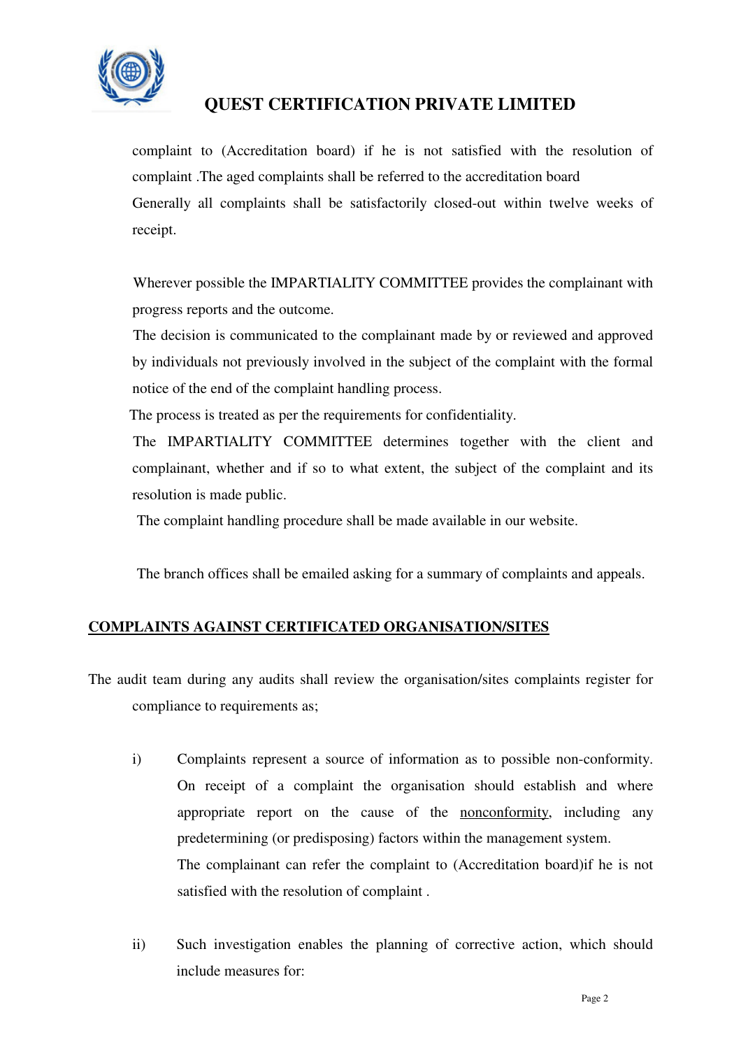complaint to (Accreditation board) if he is not satisfied with the resolution of complaint .The aged complaints shall be referred to the accreditation board

Generally all complaints shall be satisfactorily closed-out within twelve weeks of receipt.

Wherever possible the IMPARTIALITY COMMITTEE provides the complainant with progress reports and the outcome.

The decision is communicated to the complainant made by or reviewed and approved by individuals not previously involved in the subject of the complaint with the formal notice of the end of the complaint handling process.

The process is treated as per the requirements for confidentiality.

The IMPARTIALITY COMMITTEE determines together with the client and complainant, whether and if so to what extent, the subject of the complaint and its resolution is made public.

The complaint handling procedure shall be made available in our website.

The branch offices shall be emailed asking for a summary of complaints and appeals.

## COMPLAINTS AGAINST CERTIFICATED ORGANISATION/SITES

The audit team during any audits shall review the organisation/sites complaints register for compliance to requirements as;

i) Complaints represent a source of information as to possible non-conformity. On receipt of a complaint the organisation should establish and where appropriate report on the cause of the nonconformity, including any predetermining (or predisposing) factors within the management system.

   The complainant can refer the complaint to (Accreditation board)if he is not satisfied with the resolution of complaint .

ii) Such investigation enables the planning of corrective action, which should include measures for: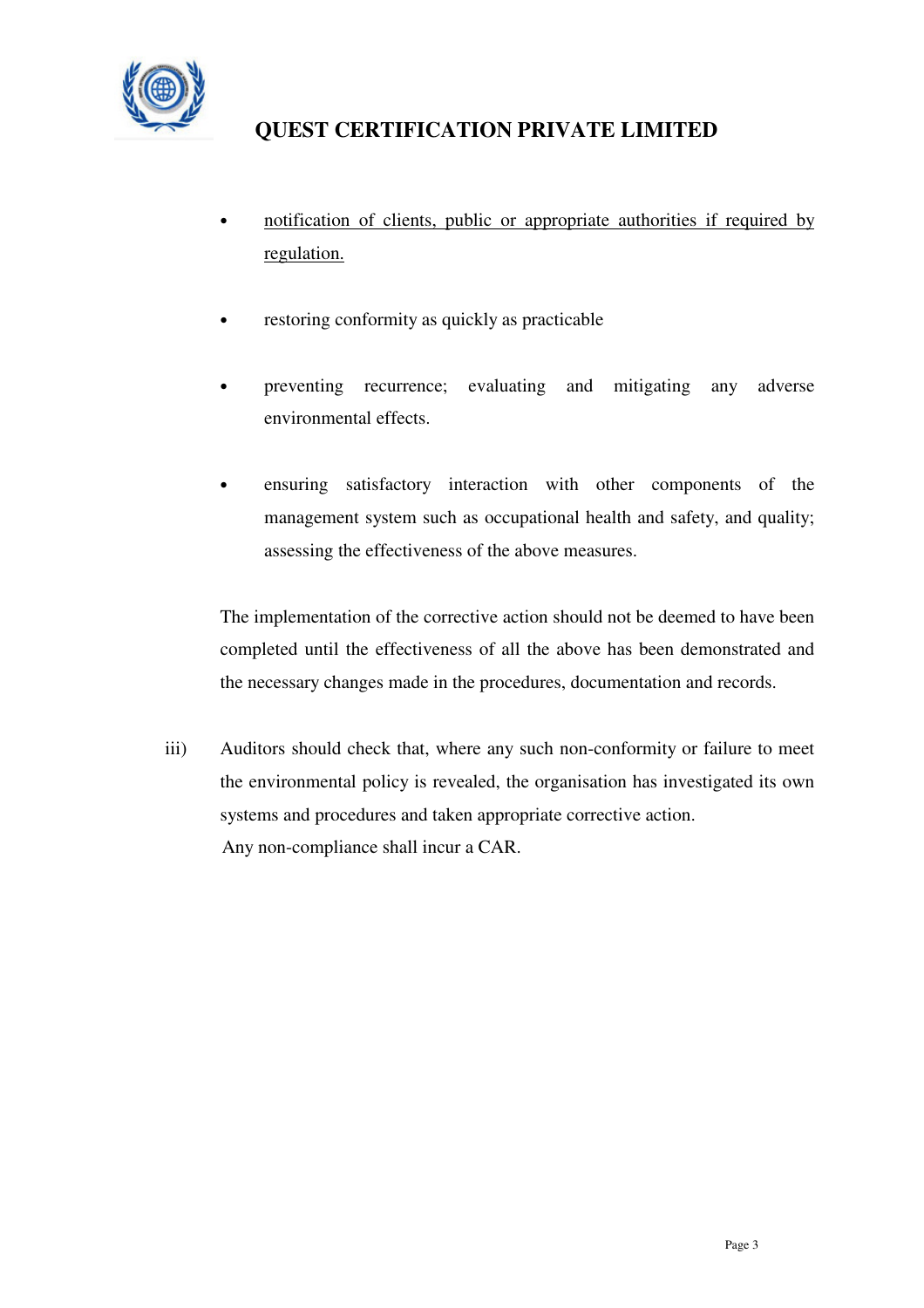- <u>notification of clients, public or appropriate authorities if required by regulation.</u>

- restoring conformity as quickly as practicable

- preventing recurrence; evaluating and mitigating any adverse environmental effects.

- ensuring satisfactory interaction with other components of the management system such as occupational health and safety, and quality; assessing the effectiveness of the above measures.

The implementation of the corrective action should not be deemed to have been completed until the effectiveness of all the above has been demonstrated and the necessary changes made in the procedures, documentation and records.

iii) Auditors should check that, where any such non-conformity or failure to meet the environmental policy is revealed, the organisation has investigated its own systems and procedures and taken appropriate corrective action.
Any non-compliance shall incur a CAR.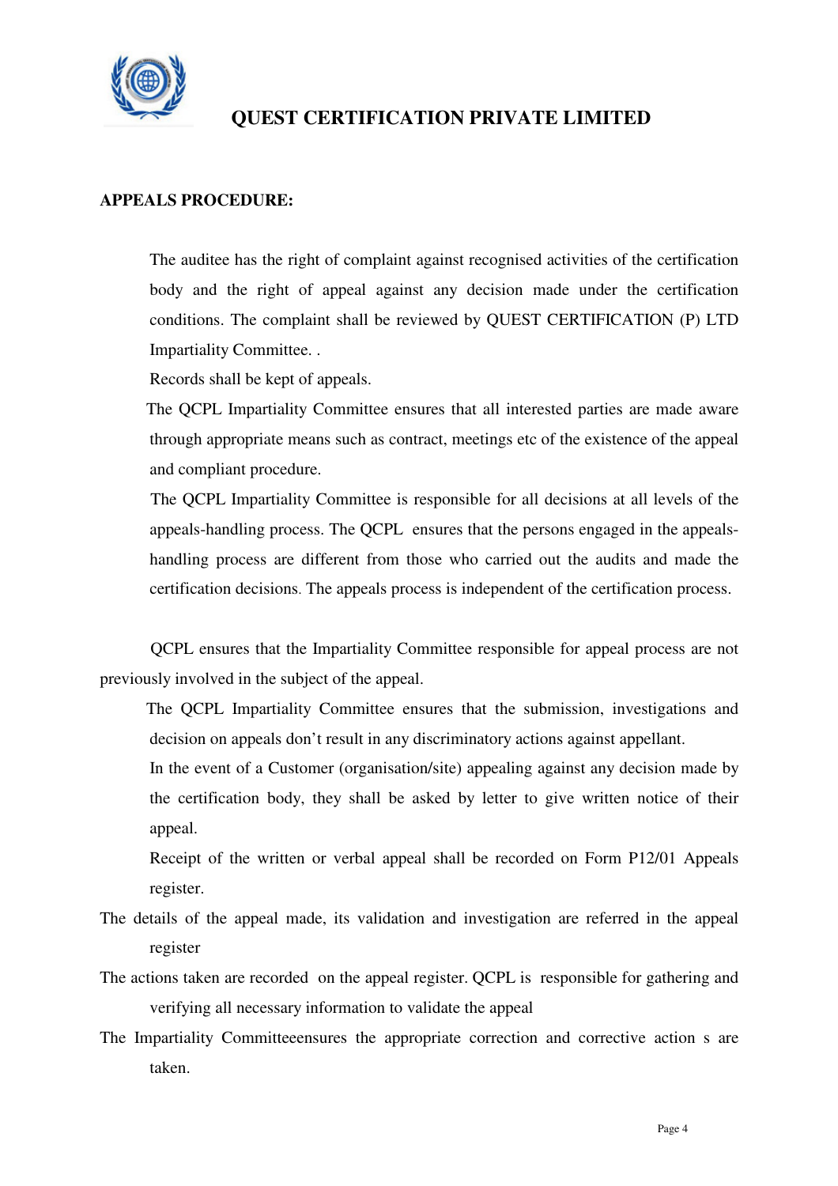# QUEST CERTIFICATION PRIVATE LIMITED

**APPEALS PROCEDURE:**

The auditee has the right of complaint against recognised activities of the certification body and the right of appeal against any decision made under the certification conditions. The complaint shall be reviewed by QUEST CERTIFICATION (P) LTD Impartiality Committee. .

Records shall be kept of appeals.

The QCPL Impartiality Committee ensures that all interested parties are made aware through appropriate means such as contract, meetings etc of the existence of the appeal and compliant procedure.

The QCPL Impartiality Committee is responsible for all decisions at all levels of the appeals-handling process. The QCPL ensures that the persons engaged in the appeals-handling process are different from those who carried out the audits and made the certification decisions. The appeals process is independent of the certification process.

QCPL ensures that the Impartiality Committee responsible for appeal process are not previously involved in the subject of the appeal.

The QCPL Impartiality Committee ensures that the submission, investigations and decision on appeals don't result in any discriminatory actions against appellant.

In the event of a Customer (organisation/site) appealing against any decision made by the certification body, they shall be asked by letter to give written notice of their appeal.

Receipt of the written or verbal appeal shall be recorded on Form P12/01 Appeals register.

The details of the appeal made, its validation and investigation are referred in the appeal register

The actions taken are recorded on the appeal register. QCPL is responsible for gathering and verifying all necessary information to validate the appeal

The Impartiality Committeeensures the appropriate correction and corrective action s are taken.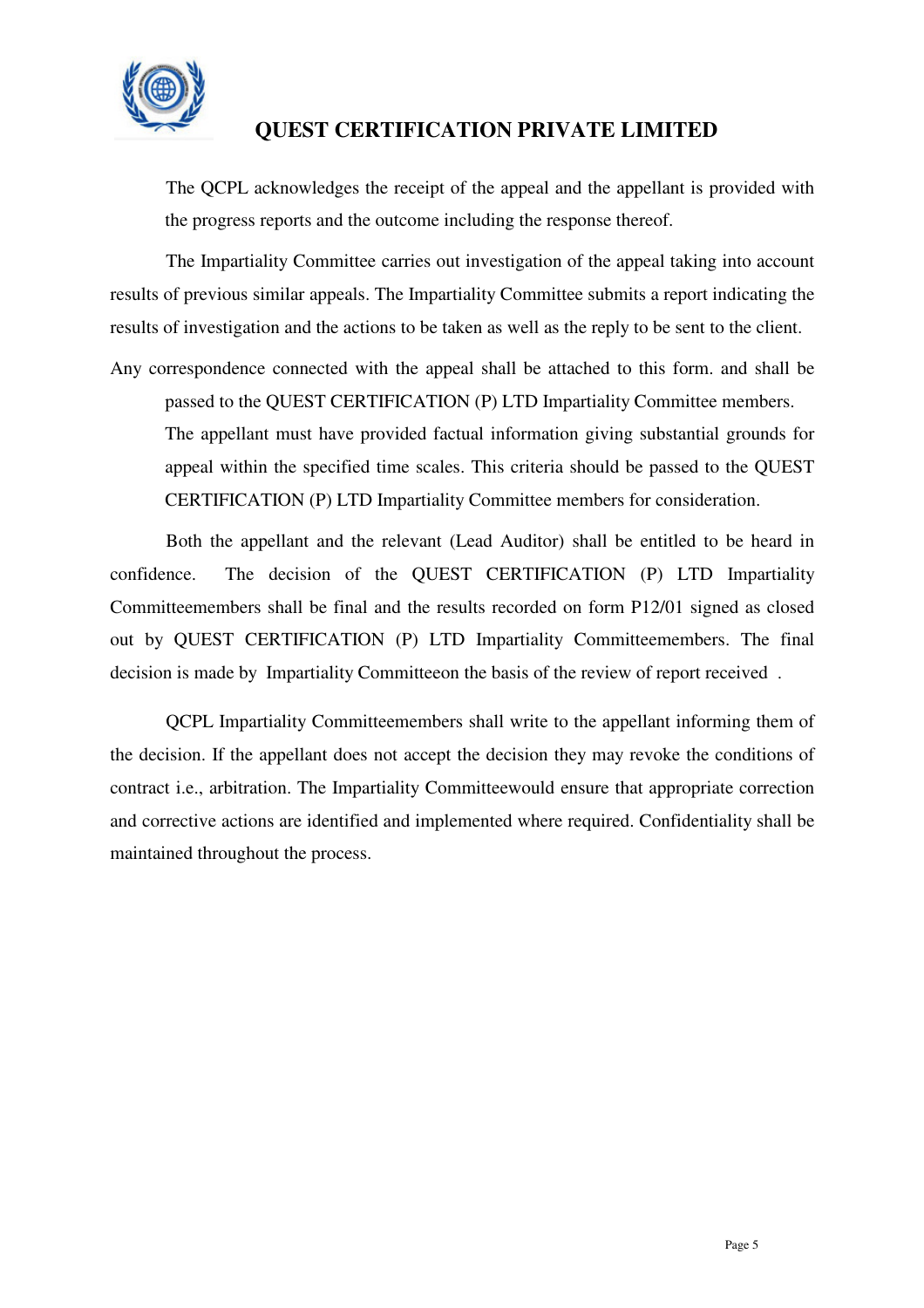The QCPL acknowledges the receipt of the appeal and the appellant is provided with the progress reports and the outcome including the response thereof.

The Impartiality Committee carries out investigation of the appeal taking into account results of previous similar appeals. The Impartiality Committee submits a report indicating the results of investigation and the actions to be taken as well as the reply to be sent to the client.

Any correspondence connected with the appeal shall be attached to this form. and shall be passed to the QUEST CERTIFICATION (P) LTD Impartiality Committee members. The appellant must have provided factual information giving substantial grounds for appeal within the specified time scales. This criteria should be passed to the QUEST CERTIFICATION (P) LTD Impartiality Committee members for consideration.

Both the appellant and the relevant (Lead Auditor) shall be entitled to be heard in confidence. The decision of the QUEST CERTIFICATION (P) LTD Impartiality Committeemembers shall be final and the results recorded on form P12/01 signed as closed out by QUEST CERTIFICATION (P) LTD Impartiality Committeemembers. The final decision is made by Impartiality Committeeon the basis of the review of report received .

QCPL Impartiality Committeemembers shall write to the appellant informing them of the decision. If the appellant does not accept the decision they may revoke the conditions of contract i.e., arbitration. The Impartiality Committeewould ensure that appropriate correction and corrective actions are identified and implemented where required. Confidentiality shall be maintained throughout the process.